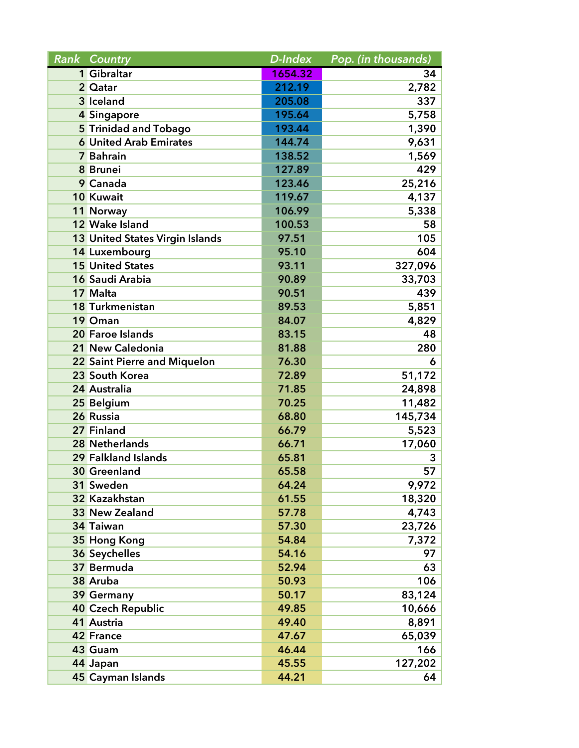| Rank | Country | D-Index | Pop. (in thousands) |
|---|---|---|---|
| 1 | Gibraltar | 1654.32 | 34 |
| 2 | Qatar | 212.19 | 2,782 |
| 3 | Iceland | 205.08 | 337 |
| 4 | Singapore | 195.64 | 5,758 |
| 5 | Trinidad and Tobago | 193.44 | 1,390 |
| 6 | United Arab Emirates | 144.74 | 9,631 |
| 7 | Bahrain | 138.52 | 1,569 |
| 8 | Brunei | 127.89 | 429 |
| 9 | Canada | 123.46 | 25,216 |
| 10 | Kuwait | 119.67 | 4,137 |
| 11 | Norway | 106.99 | 5,338 |
| 12 | Wake Island | 100.53 | 58 |
| 13 | United States Virgin Islands | 97.51 | 105 |
| 14 | Luxembourg | 95.10 | 604 |
| 15 | United States | 93.11 | 327,096 |
| 16 | Saudi Arabia | 90.89 | 33,703 |
| 17 | Malta | 90.51 | 439 |
| 18 | Turkmenistan | 89.53 | 5,851 |
| 19 | Oman | 84.07 | 4,829 |
| 20 | Faroe Islands | 83.15 | 48 |
| 21 | New Caledonia | 81.88 | 280 |
| 22 | Saint Pierre and Miquelon | 76.30 | 6 |
| 23 | South Korea | 72.89 | 51,172 |
| 24 | Australia | 71.85 | 24,898 |
| 25 | Belgium | 70.25 | 11,482 |
| 26 | Russia | 68.80 | 145,734 |
| 27 | Finland | 66.79 | 5,523 |
| 28 | Netherlands | 66.71 | 17,060 |
| 29 | Falkland Islands | 65.81 | 3 |
| 30 | Greenland | 65.58 | 57 |
| 31 | Sweden | 64.24 | 9,972 |
| 32 | Kazakhstan | 61.55 | 18,320 |
| 33 | New Zealand | 57.78 | 4,743 |
| 34 | Taiwan | 57.30 | 23,726 |
| 35 | Hong Kong | 54.84 | 7,372 |
| 36 | Seychelles | 54.16 | 97 |
| 37 | Bermuda | 52.94 | 63 |
| 38 | Aruba | 50.93 | 106 |
| 39 | Germany | 50.17 | 83,124 |
| 40 | Czech Republic | 49.85 | 10,666 |
| 41 | Austria | 49.40 | 8,891 |
| 42 | France | 47.67 | 65,039 |
| 43 | Guam | 46.44 | 166 |
| 44 | Japan | 45.55 | 127,202 |
| 45 | Cayman Islands | 44.21 | 64 |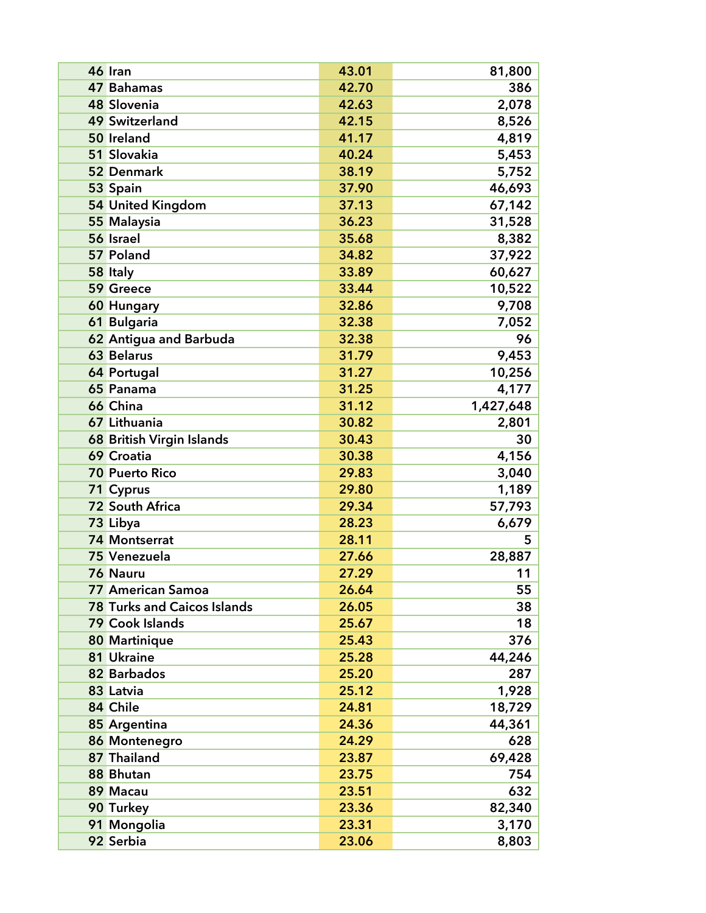| | | | |
|---|---|---|---|
| 46 | Iran | 43.01 | 81,800 |
| 47 | Bahamas | 42.70 | 386 |
| 48 | Slovenia | 42.63 | 2,078 |
| 49 | Switzerland | 42.15 | 8,526 |
| 50 | Ireland | 41.17 | 4,819 |
| 51 | Slovakia | 40.24 | 5,453 |
| 52 | Denmark | 38.19 | 5,752 |
| 53 | Spain | 37.90 | 46,693 |
| 54 | United Kingdom | 37.13 | 67,142 |
| 55 | Malaysia | 36.23 | 31,528 |
| 56 | Israel | 35.68 | 8,382 |
| 57 | Poland | 34.82 | 37,922 |
| 58 | Italy | 33.89 | 60,627 |
| 59 | Greece | 33.44 | 10,522 |
| 60 | Hungary | 32.86 | 9,708 |
| 61 | Bulgaria | 32.38 | 7,052 |
| 62 | Antigua and Barbuda | 32.38 | 96 |
| 63 | Belarus | 31.79 | 9,453 |
| 64 | Portugal | 31.27 | 10,256 |
| 65 | Panama | 31.25 | 4,177 |
| 66 | China | 31.12 | 1,427,648 |
| 67 | Lithuania | 30.82 | 2,801 |
| 68 | British Virgin Islands | 30.43 | 30 |
| 69 | Croatia | 30.38 | 4,156 |
| 70 | Puerto Rico | 29.83 | 3,040 |
| 71 | Cyprus | 29.80 | 1,189 |
| 72 | South Africa | 29.34 | 57,793 |
| 73 | Libya | 28.23 | 6,679 |
| 74 | Montserrat | 28.11 | 5 |
| 75 | Venezuela | 27.66 | 28,887 |
| 76 | Nauru | 27.29 | 11 |
| 77 | American Samoa | 26.64 | 55 |
| 78 | Turks and Caicos Islands | 26.05 | 38 |
| 79 | Cook Islands | 25.67 | 18 |
| 80 | Martinique | 25.43 | 376 |
| 81 | Ukraine | 25.28 | 44,246 |
| 82 | Barbados | 25.20 | 287 |
| 83 | Latvia | 25.12 | 1,928 |
| 84 | Chile | 24.81 | 18,729 |
| 85 | Argentina | 24.36 | 44,361 |
| 86 | Montenegro | 24.29 | 628 |
| 87 | Thailand | 23.87 | 69,428 |
| 88 | Bhutan | 23.75 | 754 |
| 89 | Macau | 23.51 | 632 |
| 90 | Turkey | 23.36 | 82,340 |
| 91 | Mongolia | 23.31 | 3,170 |
| 92 | Serbia | 23.06 | 8,803 |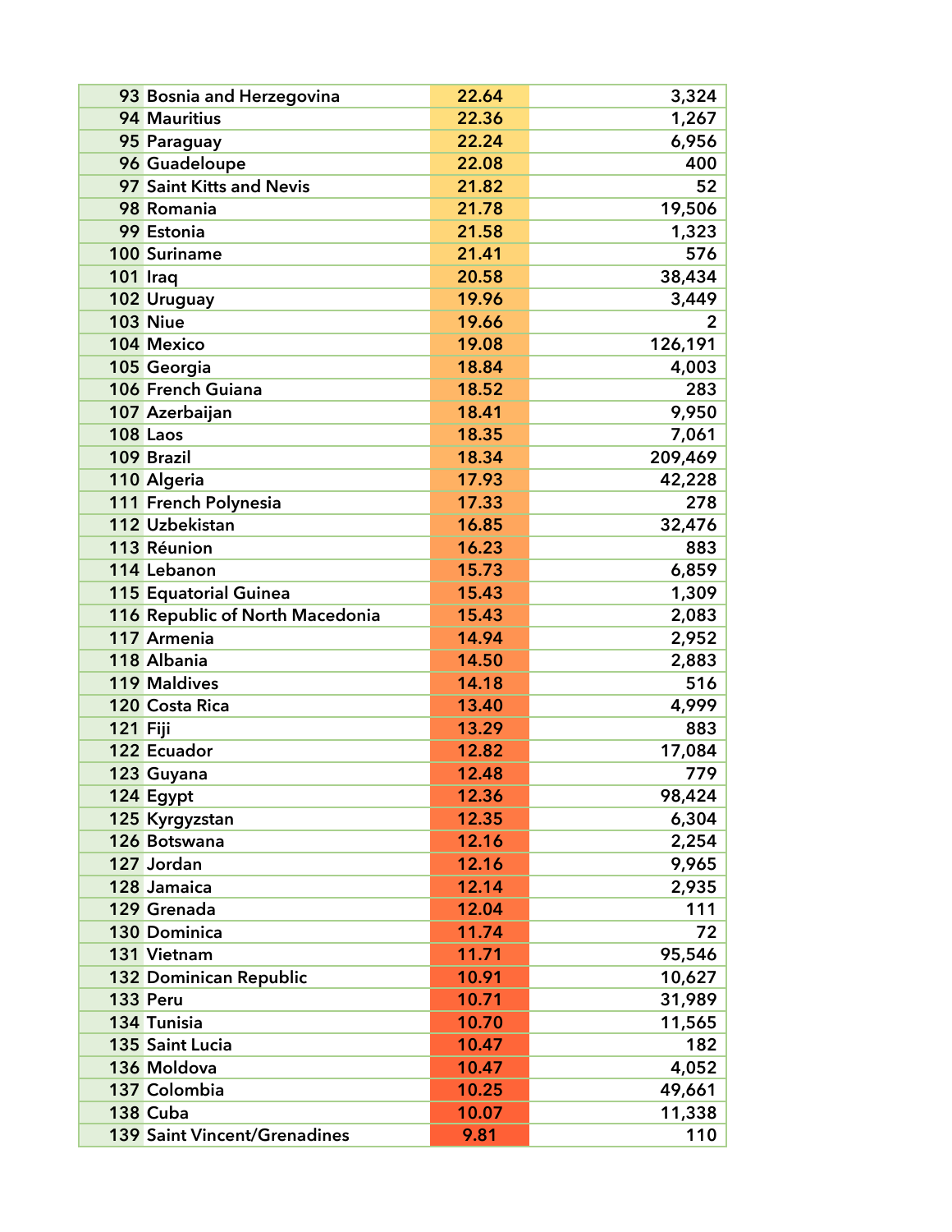| | | | |
|---|---|---|---|
| 93 | Bosnia and Herzegovina | 22.64 | 3,324 |
| 94 | Mauritius | 22.36 | 1,267 |
| 95 | Paraguay | 22.24 | 6,956 |
| 96 | Guadeloupe | 22.08 | 400 |
| 97 | Saint Kitts and Nevis | 21.82 | 52 |
| 98 | Romania | 21.78 | 19,506 |
| 99 | Estonia | 21.58 | 1,323 |
| 100 | Suriname | 21.41 | 576 |
| 101 | Iraq | 20.58 | 38,434 |
| 102 | Uruguay | 19.96 | 3,449 |
| 103 | Niue | 19.66 | 2 |
| 104 | Mexico | 19.08 | 126,191 |
| 105 | Georgia | 18.84 | 4,003 |
| 106 | French Guiana | 18.52 | 283 |
| 107 | Azerbaijan | 18.41 | 9,950 |
| 108 | Laos | 18.35 | 7,061 |
| 109 | Brazil | 18.34 | 209,469 |
| 110 | Algeria | 17.93 | 42,228 |
| 111 | French Polynesia | 17.33 | 278 |
| 112 | Uzbekistan | 16.85 | 32,476 |
| 113 | Réunion | 16.23 | 883 |
| 114 | Lebanon | 15.73 | 6,859 |
| 115 | Equatorial Guinea | 15.43 | 1,309 |
| 116 | Republic of North Macedonia | 15.43 | 2,083 |
| 117 | Armenia | 14.94 | 2,952 |
| 118 | Albania | 14.50 | 2,883 |
| 119 | Maldives | 14.18 | 516 |
| 120 | Costa Rica | 13.40 | 4,999 |
| 121 | Fiji | 13.29 | 883 |
| 122 | Ecuador | 12.82 | 17,084 |
| 123 | Guyana | 12.48 | 779 |
| 124 | Egypt | 12.36 | 98,424 |
| 125 | Kyrgyzstan | 12.35 | 6,304 |
| 126 | Botswana | 12.16 | 2,254 |
| 127 | Jordan | 12.16 | 9,965 |
| 128 | Jamaica | 12.14 | 2,935 |
| 129 | Grenada | 12.04 | 111 |
| 130 | Dominica | 11.74 | 72 |
| 131 | Vietnam | 11.71 | 95,546 |
| 132 | Dominican Republic | 10.91 | 10,627 |
| 133 | Peru | 10.71 | 31,989 |
| 134 | Tunisia | 10.70 | 11,565 |
| 135 | Saint Lucia | 10.47 | 182 |
| 136 | Moldova | 10.47 | 4,052 |
| 137 | Colombia | 10.25 | 49,661 |
| 138 | Cuba | 10.07 | 11,338 |
| 139 | Saint Vincent/Grenadines | 9.81 | 110 |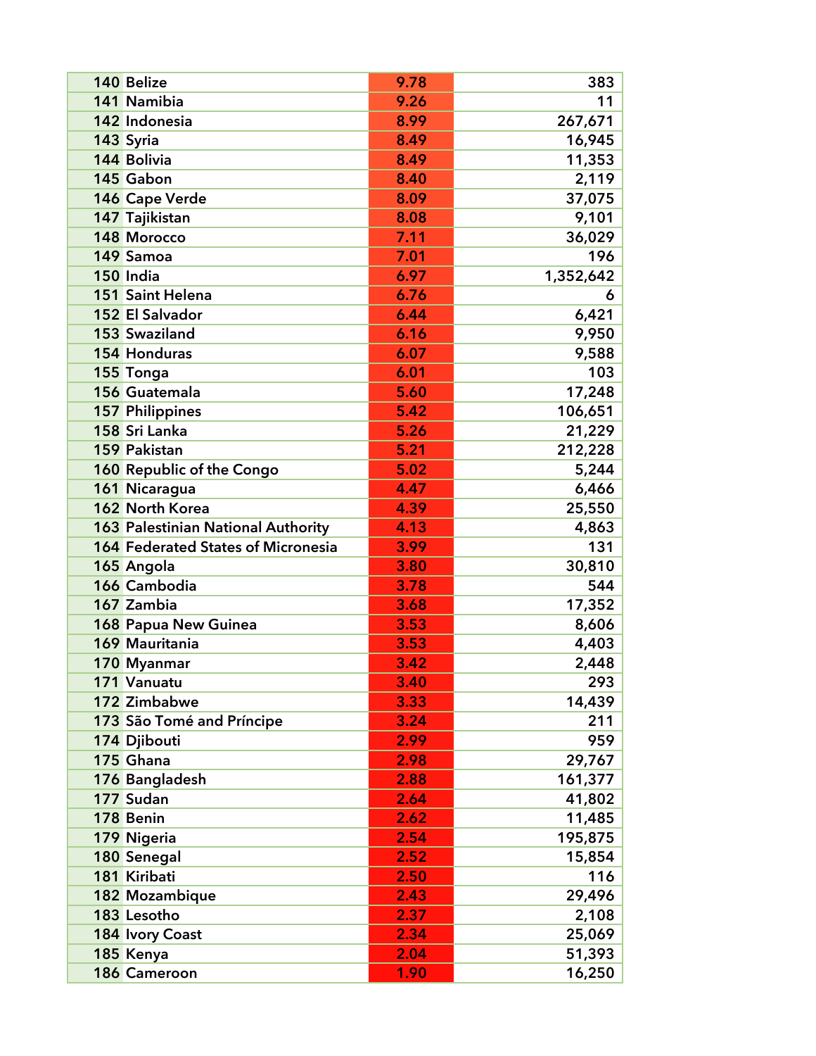| | | | |
|---|---|---|---|
| 140 | Belize | 9.78 | 383 |
| 141 | Namibia | 9.26 | 11 |
| 142 | Indonesia | 8.99 | 267,671 |
| 143 | Syria | 8.49 | 16,945 |
| 144 | Bolivia | 8.49 | 11,353 |
| 145 | Gabon | 8.40 | 2,119 |
| 146 | Cape Verde | 8.09 | 37,075 |
| 147 | Tajikistan | 8.08 | 9,101 |
| 148 | Morocco | 7.11 | 36,029 |
| 149 | Samoa | 7.01 | 196 |
| 150 | India | 6.97 | 1,352,642 |
| 151 | Saint Helena | 6.76 | 6 |
| 152 | El Salvador | 6.44 | 6,421 |
| 153 | Swaziland | 6.16 | 9,950 |
| 154 | Honduras | 6.07 | 9,588 |
| 155 | Tonga | 6.01 | 103 |
| 156 | Guatemala | 5.60 | 17,248 |
| 157 | Philippines | 5.42 | 106,651 |
| 158 | Sri Lanka | 5.26 | 21,229 |
| 159 | Pakistan | 5.21 | 212,228 |
| 160 | Republic of the Congo | 5.02 | 5,244 |
| 161 | Nicaragua | 4.47 | 6,466 |
| 162 | North Korea | 4.39 | 25,550 |
| 163 | Palestinian National Authority | 4.13 | 4,863 |
| 164 | Federated States of Micronesia | 3.99 | 131 |
| 165 | Angola | 3.80 | 30,810 |
| 166 | Cambodia | 3.78 | 544 |
| 167 | Zambia | 3.68 | 17,352 |
| 168 | Papua New Guinea | 3.53 | 8,606 |
| 169 | Mauritania | 3.53 | 4,403 |
| 170 | Myanmar | 3.42 | 2,448 |
| 171 | Vanuatu | 3.40 | 293 |
| 172 | Zimbabwe | 3.33 | 14,439 |
| 173 | São Tomé and Príncipe | 3.24 | 211 |
| 174 | Djibouti | 2.99 | 959 |
| 175 | Ghana | 2.98 | 29,767 |
| 176 | Bangladesh | 2.88 | 161,377 |
| 177 | Sudan | 2.64 | 41,802 |
| 178 | Benin | 2.62 | 11,485 |
| 179 | Nigeria | 2.54 | 195,875 |
| 180 | Senegal | 2.52 | 15,854 |
| 181 | Kiribati | 2.50 | 116 |
| 182 | Mozambique | 2.43 | 29,496 |
| 183 | Lesotho | 2.37 | 2,108 |
| 184 | Ivory Coast | 2.34 | 25,069 |
| 185 | Kenya | 2.04 | 51,393 |
| 186 | Cameroon | 1.90 | 16,250 |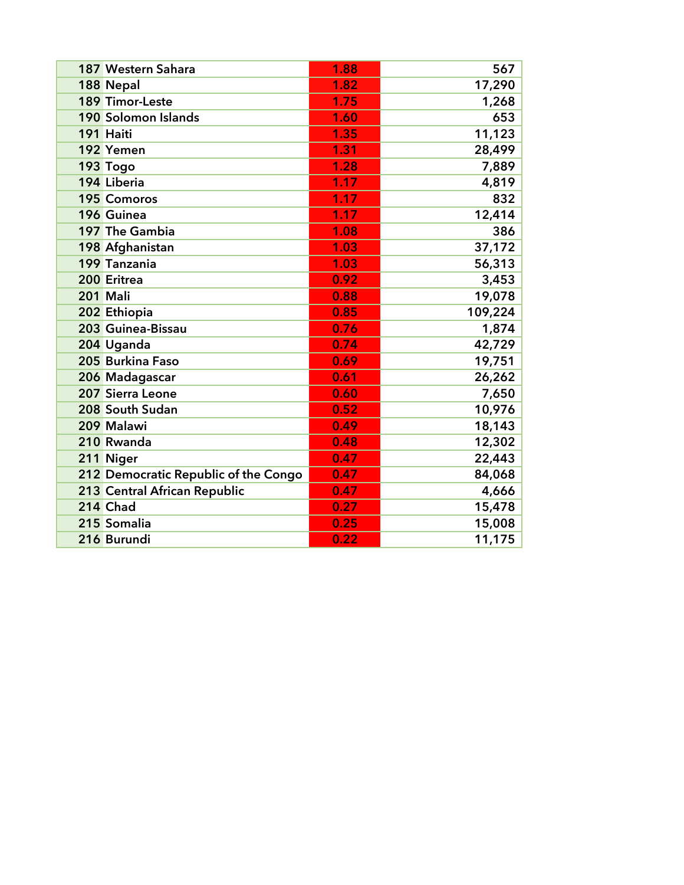| | | | |
|---|---|---|---|
| 187 | Western Sahara | 1.88 | 567 |
| 188 | Nepal | 1.82 | 17,290 |
| 189 | Timor-Leste | 1.75 | 1,268 |
| 190 | Solomon Islands | 1.60 | 653 |
| 191 | Haiti | 1.35 | 11,123 |
| 192 | Yemen | 1.31 | 28,499 |
| 193 | Togo | 1.28 | 7,889 |
| 194 | Liberia | 1.17 | 4,819 |
| 195 | Comoros | 1.17 | 832 |
| 196 | Guinea | 1.17 | 12,414 |
| 197 | The Gambia | 1.08 | 386 |
| 198 | Afghanistan | 1.03 | 37,172 |
| 199 | Tanzania | 1.03 | 56,313 |
| 200 | Eritrea | 0.92 | 3,453 |
| 201 | Mali | 0.88 | 19,078 |
| 202 | Ethiopia | 0.85 | 109,224 |
| 203 | Guinea-Bissau | 0.76 | 1,874 |
| 204 | Uganda | 0.74 | 42,729 |
| 205 | Burkina Faso | 0.69 | 19,751 |
| 206 | Madagascar | 0.61 | 26,262 |
| 207 | Sierra Leone | 0.60 | 7,650 |
| 208 | South Sudan | 0.52 | 10,976 |
| 209 | Malawi | 0.49 | 18,143 |
| 210 | Rwanda | 0.48 | 12,302 |
| 211 | Niger | 0.47 | 22,443 |
| 212 | Democratic Republic of the Congo | 0.47 | 84,068 |
| 213 | Central African Republic | 0.47 | 4,666 |
| 214 | Chad | 0.27 | 15,478 |
| 215 | Somalia | 0.25 | 15,008 |
| 216 | Burundi | 0.22 | 11,175 |